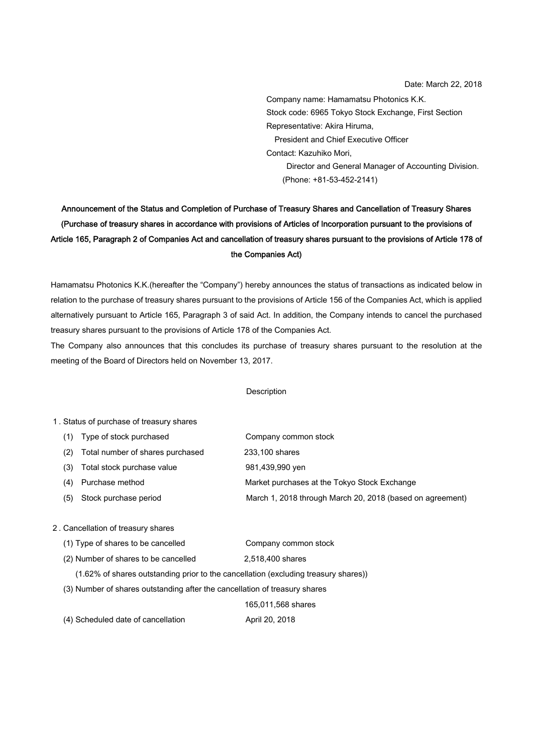Date: March 22, 2018

Company name: Hamamatsu Photonics K.K.
Stock code: 6965 Tokyo Stock Exchange, First Section
Representative: Akira Hiruma,
President and Chief Executive Officer
Contact: Kazuhiko Mori,
Director and General Manager of Accounting Division.
(Phone: +81-53-452-2141)

# Announcement of the Status and Completion of Purchase of Treasury Shares and Cancellation of Treasury Shares

**(Purchase of treasury shares in accordance with provisions of Articles of Incorporation pursuant to the provisions of Article 165, Paragraph 2 of Companies Act and cancellation of treasury shares pursuant to the provisions of Article 178 of the Companies Act)**

Hamamatsu Photonics K.K.(hereafter the "Company") hereby announces the status of transactions as indicated below in relation to the purchase of treasury shares pursuant to the provisions of Article 156 of the Companies Act, which is applied alternatively pursuant to Article 165, Paragraph 3 of said Act. In addition, the Company intends to cancel the purchased treasury shares pursuant to the provisions of Article 178 of the Companies Act.

The Company also announces that this concludes its purchase of treasury shares pursuant to the resolution at the meeting of the Board of Directors held on November 13, 2017.

Description

1. Status of purchase of treasury shares

| | |
|---|---|
| (1) Type of stock purchased | Company common stock |
| (2) Total number of shares purchased | 233,100 shares |
| (3) Total stock purchase value | 981,439,990 yen |
| (4) Purchase method | Market purchases at the Tokyo Stock Exchange |
| (5) Stock purchase period | March 1, 2018 through March 20, 2018 (based on agreement) |

2. Cancellation of treasury shares

(1) Type of shares to be cancelled: Company common stock

(2) Number of shares to be cancelled: 2,518,400 shares

(1.62% of shares outstanding prior to the cancellation (excluding treasury shares))

(3) Number of shares outstanding after the cancellation of treasury shares: 165,011,568 shares

(4) Scheduled date of cancellation: April 20, 2018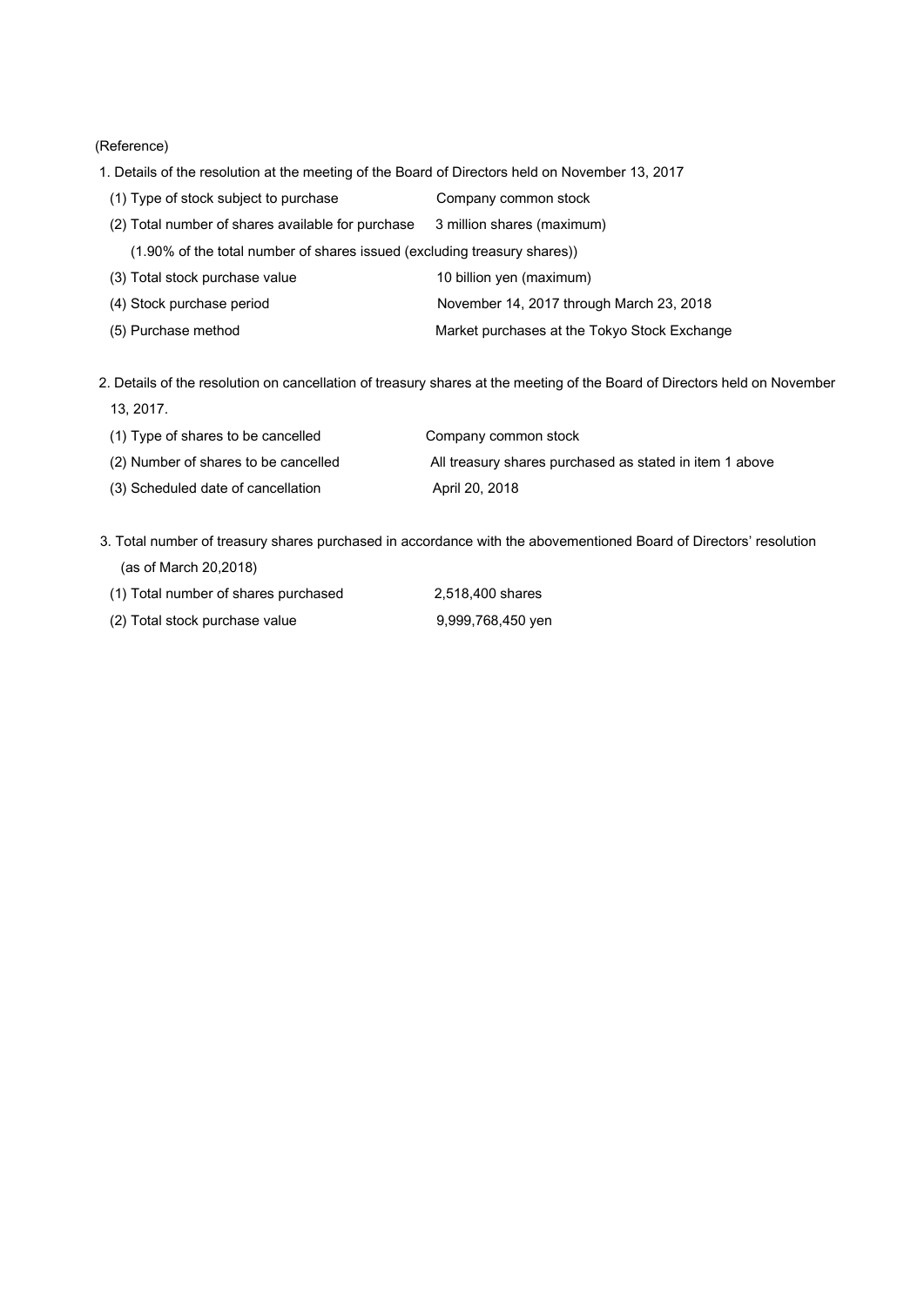(Reference)

1. Details of the resolution at the meeting of the Board of Directors held on November 13, 2017

| | |
|---|---|
| (1) Type of stock subject to purchase | Company common stock |
| (2) Total number of shares available for purchase | 3 million shares (maximum) |

(1.90% of the total number of shares issued (excluding treasury shares))

| | |
|---|---|
| (3) Total stock purchase value | 10 billion yen (maximum) |
| (4) Stock purchase period | November 14, 2017 through March 23, 2018 |
| (5) Purchase method | Market purchases at the Tokyo Stock Exchange |

2. Details of the resolution on cancellation of treasury shares at the meeting of the Board of Directors held on November 13, 2017.

| | |
|---|---|
| (1) Type of shares to be cancelled | Company common stock |
| (2) Number of shares to be cancelled | All treasury shares purchased as stated in item 1 above |
| (3) Scheduled date of cancellation | April 20, 2018 |

3. Total number of treasury shares purchased in accordance with the abovementioned Board of Directors' resolution (as of March 20,2018)

| | |
|---|---|
| (1) Total number of shares purchased | 2,518,400 shares |
| (2) Total stock purchase value | 9,999,768,450 yen |